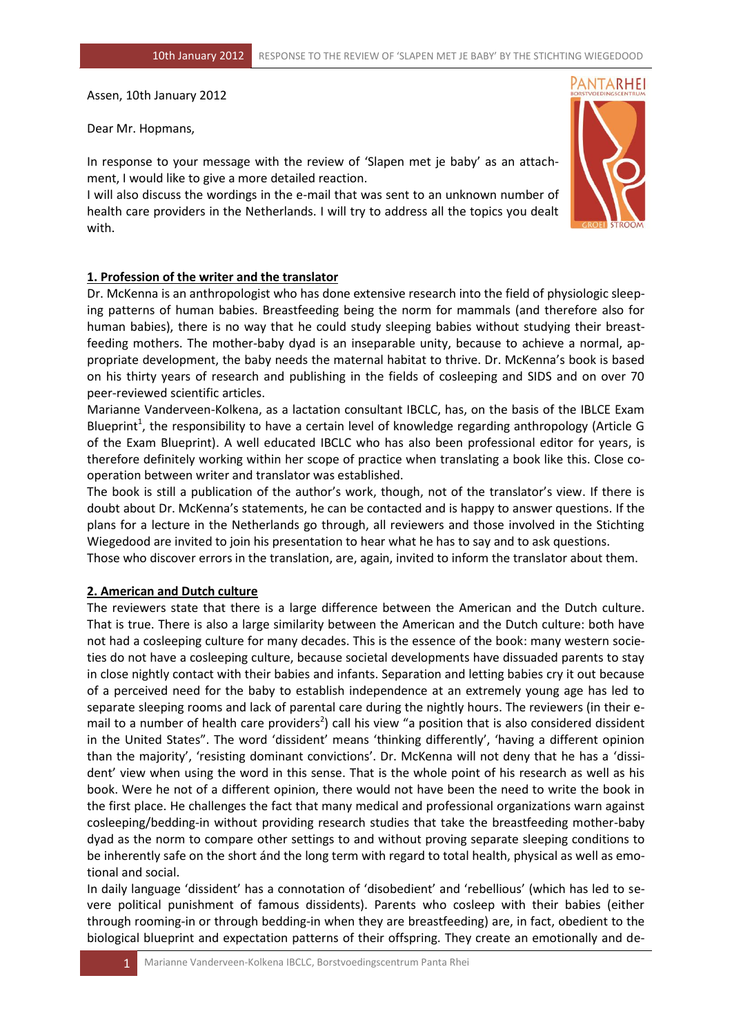Assen, 10th January 2012

Dear Mr. Hopmans,

In response to your message with the review of 'Slapen met je baby' as an attachment, I would like to give a more detailed reaction.
I will also discuss the wordings in the e-mail that was sent to an unknown number of health care providers in the Netherlands. I will try to address all the topics you dealt with.

## 1. Profession of the writer and the translator

Dr. McKenna is an anthropologist who has done extensive research into the field of physiologic sleeping patterns of human babies. Breastfeeding being the norm for mammals (and therefore also for human babies), there is no way that he could study sleeping babies without studying their breastfeeding mothers. The mother-baby dyad is an inseparable unity, because to achieve a normal, appropriate development, the baby needs the maternal habitat to thrive. Dr. McKenna's book is based on his thirty years of research and publishing in the fields of cosleeping and SIDS and on over 70 peer-reviewed scientific articles.
Marianne Vanderveen-Kolkena, as a lactation consultant IBCLC, has, on the basis of the IBLCE Exam Blueprint[1], the responsibility to have a certain level of knowledge regarding anthropology (Article G of the Exam Blueprint). A well educated IBCLC who has also been professional editor for years, is therefore definitely working within her scope of practice when translating a book like this. Close cooperation between writer and translator was established.
The book is still a publication of the author's work, though, not of the translator's view. If there is doubt about Dr. McKenna's statements, he can be contacted and is happy to answer questions. If the plans for a lecture in the Netherlands go through, all reviewers and those involved in the Stichting Wiegedood are invited to join his presentation to hear what he has to say and to ask questions.
Those who discover errors in the translation, are, again, invited to inform the translator about them.

## 2. American and Dutch culture

The reviewers state that there is a large difference between the American and the Dutch culture. That is true. There is also a large similarity between the American and the Dutch culture: both have not had a cosleeping culture for many decades. This is the essence of the book: many western societies do not have a cosleeping culture, because societal developments have dissuaded parents to stay in close nightly contact with their babies and infants. Separation and letting babies cry it out because of a perceived need for the baby to establish independence at an extremely young age has led to separate sleeping rooms and lack of parental care during the nightly hours. The reviewers (in their e-mail to a number of health care providers[2]) call his view "a position that is also considered dissident in the United States". The word 'dissident' means 'thinking differently', 'having a different opinion than the majority', 'resisting dominant convictions'. Dr. McKenna will not deny that he has a 'dissident' view when using the word in this sense. That is the whole point of his research as well as his book. Were he not of a different opinion, there would not have been the need to write the book in the first place. He challenges the fact that many medical and professional organizations warn against cosleeping/bedding-in without providing research studies that take the breastfeeding mother-baby dyad as the norm to compare other settings to and without proving separate sleeping conditions to be inherently safe on the short ánd the long term with regard to total health, physical as well as emotional and social.
In daily language 'dissident' has a connotation of 'disobedient' and 'rebellious' (which has led to severe political punishment of famous dissidents). Parents who cosleep with their babies (either through rooming-in or through bedding-in when they are breastfeeding) are, in fact, obedient to the biological blueprint and expectation patterns of their offspring. They create an emotionally and de-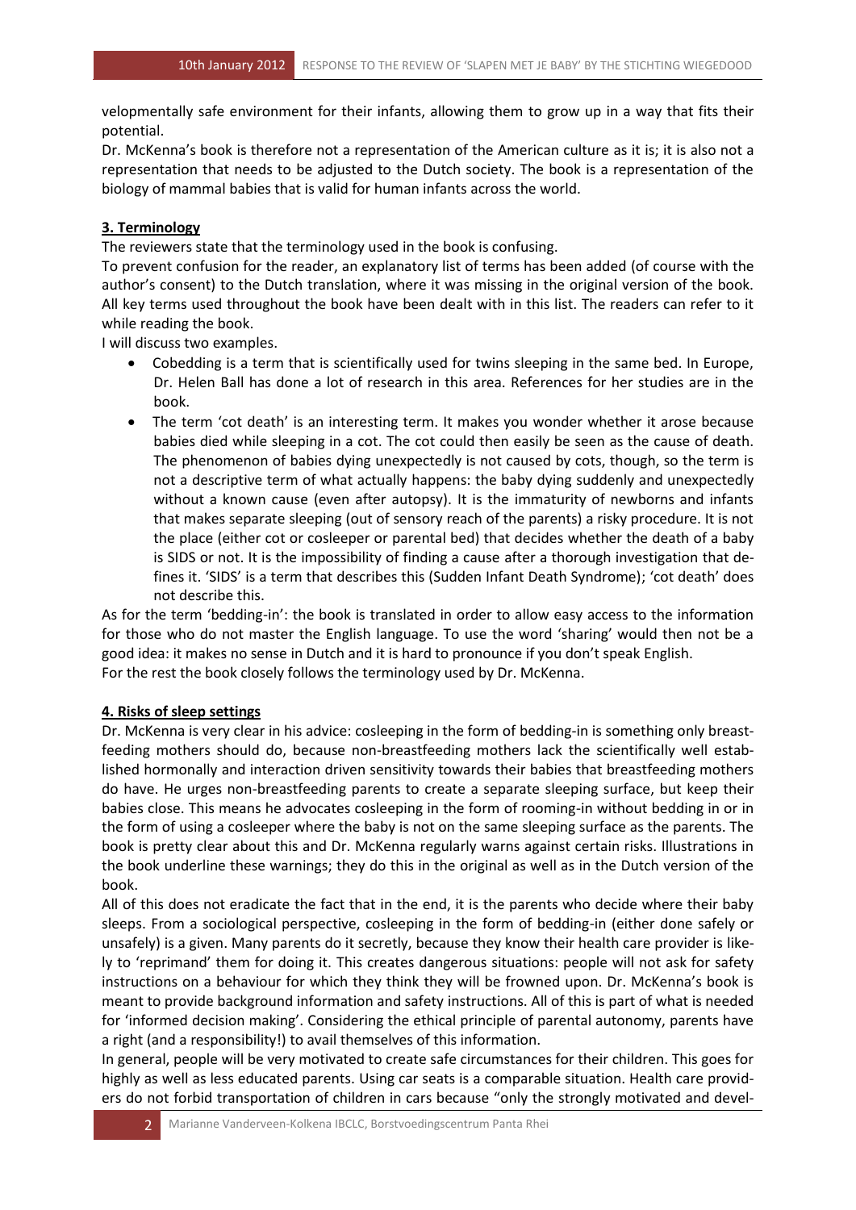velopmentally safe environment for their infants, allowing them to grow up in a way that fits their potential.
Dr. McKenna's book is therefore not a representation of the American culture as it is; it is also not a representation that needs to be adjusted to the Dutch society. The book is a representation of the biology of mammal babies that is valid for human infants across the world.

**3. Terminology**

The reviewers state that the terminology used in the book is confusing.
To prevent confusion for the reader, an explanatory list of terms has been added (of course with the author's consent) to the Dutch translation, where it was missing in the original version of the book. All key terms used throughout the book have been dealt with in this list. The readers can refer to it while reading the book.
I will discuss two examples.

- Cobedding is a term that is scientifically used for twins sleeping in the same bed. In Europe, Dr. Helen Ball has done a lot of research in this area. References for her studies are in the book.
- The term 'cot death' is an interesting term. It makes you wonder whether it arose because babies died while sleeping in a cot. The cot could then easily be seen as the cause of death. The phenomenon of babies dying unexpectedly is not caused by cots, though, so the term is not a descriptive term of what actually happens: the baby dying suddenly and unexpectedly without a known cause (even after autopsy). It is the immaturity of newborns and infants that makes separate sleeping (out of sensory reach of the parents) a risky procedure. It is not the place (either cot or cosleeper or parental bed) that decides whether the death of a baby is SIDS or not. It is the impossibility of finding a cause after a thorough investigation that defines it. 'SIDS' is a term that describes this (Sudden Infant Death Syndrome); 'cot death' does not describe this.

As for the term 'bedding-in': the book is translated in order to allow easy access to the information for those who do not master the English language. To use the word 'sharing' would then not be a good idea: it makes no sense in Dutch and it is hard to pronounce if you don't speak English.
For the rest the book closely follows the terminology used by Dr. McKenna.

**4. Risks of sleep settings**

Dr. McKenna is very clear in his advice: cosleeping in the form of bedding-in is something only breastfeeding mothers should do, because non-breastfeeding mothers lack the scientifically well established hormonally and interaction driven sensitivity towards their babies that breastfeeding mothers do have. He urges non-breastfeeding parents to create a separate sleeping surface, but keep their babies close. This means he advocates cosleeping in the form of rooming-in without bedding in or in the form of using a cosleeper where the baby is not on the same sleeping surface as the parents. The book is pretty clear about this and Dr. McKenna regularly warns against certain risks. Illustrations in the book underline these warnings; they do this in the original as well as in the Dutch version of the book.
All of this does not eradicate the fact that in the end, it is the parents who decide where their baby sleeps. From a sociological perspective, cosleeping in the form of bedding-in (either done safely or unsafely) is a given. Many parents do it secretly, because they know their health care provider is likely to 'reprimand' them for doing it. This creates dangerous situations: people will not ask for safety instructions on a behaviour for which they think they will be frowned upon. Dr. McKenna's book is meant to provide background information and safety instructions. All of this is part of what is needed for 'informed decision making'. Considering the ethical principle of parental autonomy, parents have a right (and a responsibility!) to avail themselves of this information.
In general, people will be very motivated to create safe circumstances for their children. This goes for highly as well as less educated parents. Using car seats is a comparable situation. Health care providers do not forbid transportation of children in cars because "only the strongly motivated and devel-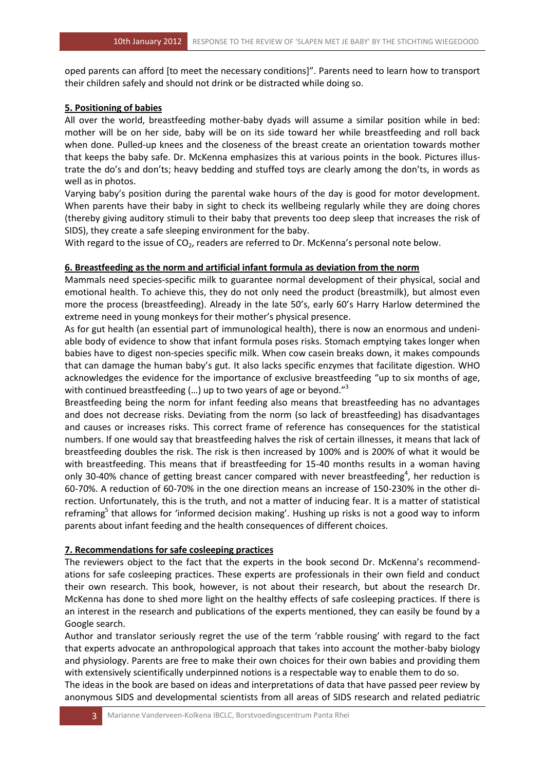oped parents can afford [to meet the necessary conditions]". Parents need to learn how to transport their children safely and should not drink or be distracted while doing so.

**5. Positioning of babies**

All over the world, breastfeeding mother-baby dyads will assume a similar position while in bed: mother will be on her side, baby will be on its side toward her while breastfeeding and roll back when done. Pulled-up knees and the closeness of the breast create an orientation towards mother that keeps the baby safe. Dr. McKenna emphasizes this at various points in the book. Pictures illustrate the do's and don'ts; heavy bedding and stuffed toys are clearly among the don'ts, in words as well as in photos.

Varying baby's position during the parental wake hours of the day is good for motor development. When parents have their baby in sight to check its wellbeing regularly while they are doing chores (thereby giving auditory stimuli to their baby that prevents too deep sleep that increases the risk of SIDS), they create a safe sleeping environment for the baby.

With regard to the issue of $CO_2$, readers are referred to Dr. McKenna's personal note below.

**6. Breastfeeding as the norm and artificial infant formula as deviation from the norm**

Mammals need species-specific milk to guarantee normal development of their physical, social and emotional health. To achieve this, they do not only need the product (breastmilk), but almost even more the process (breastfeeding). Already in the late 50's, early 60's Harry Harlow determined the extreme need in young monkeys for their mother's physical presence.

As for gut health (an essential part of immunological health), there is now an enormous and undeniable body of evidence to show that infant formula poses risks. Stomach emptying takes longer when babies have to digest non-species specific milk. When cow casein breaks down, it makes compounds that can damage the human baby's gut. It also lacks specific enzymes that facilitate digestion. WHO acknowledges the evidence for the importance of exclusive breastfeeding "up to six months of age, with continued breastfeeding (…) up to two years of age or beyond."[3]

Breastfeeding being the norm for infant feeding also means that breastfeeding has no advantages and does not decrease risks. Deviating from the norm (so lack of breastfeeding) has disadvantages and causes or increases risks. This correct frame of reference has consequences for the statistical numbers. If one would say that breastfeeding halves the risk of certain illnesses, it means that lack of breastfeeding doubles the risk. The risk is then increased by 100% and is 200% of what it would be with breastfeeding. This means that if breastfeeding for 15-40 months results in a woman having only 30-40% chance of getting breast cancer compared with never breastfeeding[4], her reduction is 60-70%. A reduction of 60-70% in the one direction means an increase of 150-230% in the other direction. Unfortunately, this is the truth, and not a matter of inducing fear. It is a matter of statistical reframing[5] that allows for 'informed decision making'. Hushing up risks is not a good way to inform parents about infant feeding and the health consequences of different choices.

**7. Recommendations for safe cosleeping practices**

The reviewers object to the fact that the experts in the book second Dr. McKenna's recommendations for safe cosleeping practices. These experts are professionals in their own field and conduct their own research. This book, however, is not about their research, but about the research Dr. McKenna has done to shed more light on the healthy effects of safe cosleeping practices. If there is an interest in the research and publications of the experts mentioned, they can easily be found by a Google search.

Author and translator seriously regret the use of the term 'rabble rousing' with regard to the fact that experts advocate an anthropological approach that takes into account the mother-baby biology and physiology. Parents are free to make their own choices for their own babies and providing them with extensively scientifically underpinned notions is a respectable way to enable them to do so.

The ideas in the book are based on ideas and interpretations of data that have passed peer review by anonymous SIDS and developmental scientists from all areas of SIDS research and related pediatric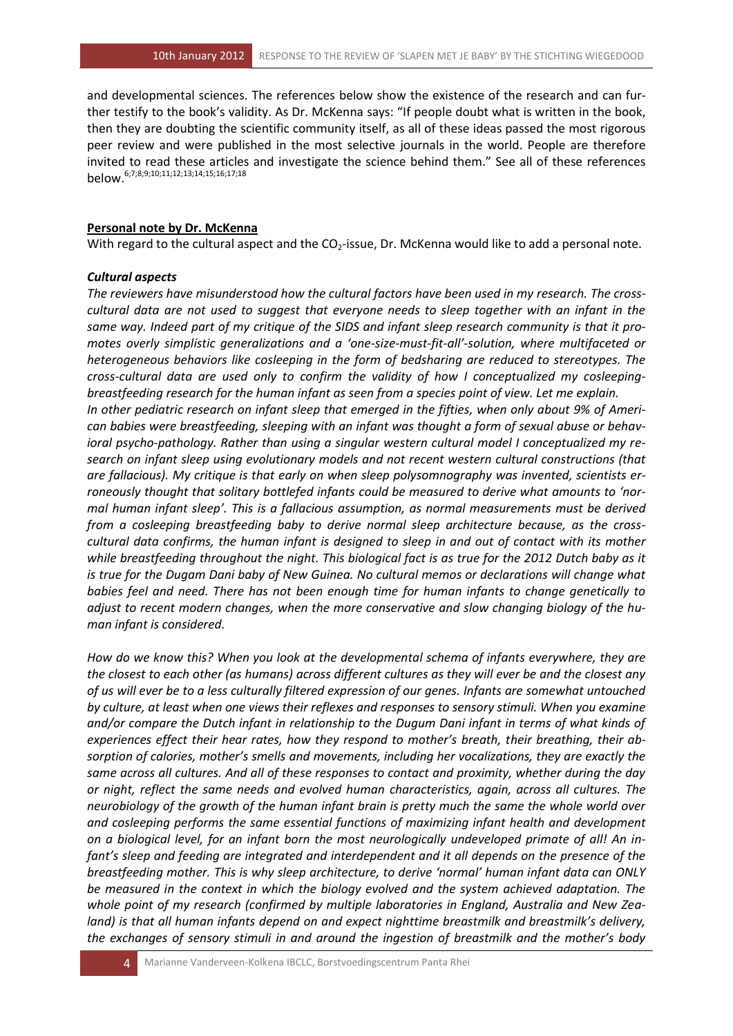and developmental sciences. The references below show the existence of the research and can further testify to the book's validity. As Dr. McKenna says: "If people doubt what is written in the book, then they are doubting the scientific community itself, as all of these ideas passed the most rigorous peer review and were published in the most selective journals in the world. People are therefore invited to read these articles and investigate the science behind them." See all of these references below.[6;7;8;9;10;11;12;13;14;15;16;17;18]

**Personal note by Dr. McKenna**

With regard to the cultural aspect and the $CO_2$-issue, Dr. McKenna would like to add a personal note.

***Cultural aspects***

*The reviewers have misunderstood how the cultural factors have been used in my research. The cross-cultural data are not used to suggest that everyone needs to sleep together with an infant in the same way. Indeed part of my critique of the SIDS and infant sleep research community is that it promotes overly simplistic generalizations and a 'one-size-must-fit-all'-solution, where multifaceted or heterogeneous behaviors like cosleeping in the form of bedsharing are reduced to stereotypes. The cross-cultural data are used only to confirm the validity of how I conceptualized my cosleeping-breastfeeding research for the human infant as seen from a species point of view. Let me explain.*

*In other pediatric research on infant sleep that emerged in the fifties, when only about 9% of American babies were breastfeeding, sleeping with an infant was thought a form of sexual abuse or behavioral psycho-pathology. Rather than using a singular western cultural model I conceptualized my research on infant sleep using evolutionary models and not recent western cultural constructions (that are fallacious). My critique is that early on when sleep polysomnography was invented, scientists erroneously thought that solitary bottlefed infants could be measured to derive what amounts to 'normal human infant sleep'. This is a fallacious assumption, as normal measurements must be derived from a cosleeping breastfeeding baby to derive normal sleep architecture because, as the cross-cultural data confirms, the human infant is designed to sleep in and out of contact with its mother while breastfeeding throughout the night. This biological fact is as true for the 2012 Dutch baby as it is true for the Dugam Dani baby of New Guinea. No cultural memos or declarations will change what babies feel and need. There has not been enough time for human infants to change genetically to adjust to recent modern changes, when the more conservative and slow changing biology of the human infant is considered.*

*How do we know this? When you look at the developmental schema of infants everywhere, they are the closest to each other (as humans) across different cultures as they will ever be and the closest any of us will ever be to a less culturally filtered expression of our genes. Infants are somewhat untouched by culture, at least when one views their reflexes and responses to sensory stimuli. When you examine and/or compare the Dutch infant in relationship to the Dugum Dani infant in terms of what kinds of experiences effect their hear rates, how they respond to mother's breath, their breathing, their absorption of calories, mother's smells and movements, including her vocalizations, they are exactly the same across all cultures. And all of these responses to contact and proximity, whether during the day or night, reflect the same needs and evolved human characteristics, again, across all cultures. The neurobiology of the growth of the human infant brain is pretty much the same the whole world over and cosleeping performs the same essential functions of maximizing infant health and development on a biological level, for an infant born the most neurologically undeveloped primate of all! An infant's sleep and feeding are integrated and interdependent and it all depends on the presence of the breastfeeding mother. This is why sleep architecture, to derive 'normal' human infant data can ONLY be measured in the context in which the biology evolved and the system achieved adaptation. The whole point of my research (confirmed by multiple laboratories in England, Australia and New Zealand) is that all human infants depend on and expect nighttime breastmilk and breastmilk's delivery, the exchanges of sensory stimuli in and around the ingestion of breastmilk and the mother's body*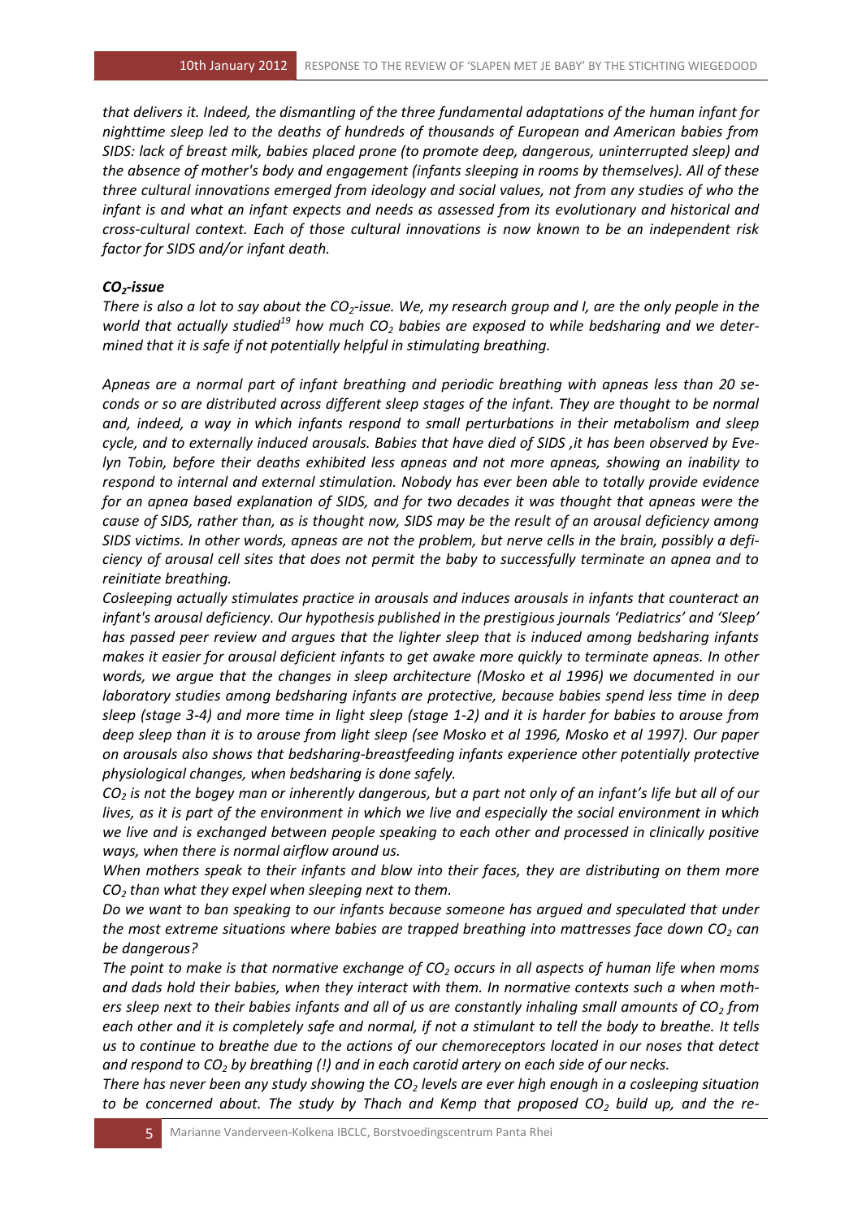*that delivers it. Indeed, the dismantling of the three fundamental adaptations of the human infant for nighttime sleep led to the deaths of hundreds of thousands of European and American babies from SIDS: lack of breast milk, babies placed prone (to promote deep, dangerous, uninterrupted sleep) and the absence of mother's body and engagement (infants sleeping in rooms by themselves). All of these three cultural innovations emerged from ideology and social values, not from any studies of who the infant is and what an infant expects and needs as assessed from its evolutionary and historical and cross-cultural context. Each of those cultural innovations is now known to be an independent risk factor for SIDS and/or infant death.*

***$CO_2$-issue***

*There is also a lot to say about the $CO_2$-issue. We, my research group and I, are the only people in the world that actually studied[19] how much $CO_2$ babies are exposed to while bedsharing and we determined that it is safe if not potentially helpful in stimulating breathing.*

*Apneas are a normal part of infant breathing and periodic breathing with apneas less than 20 seconds or so are distributed across different sleep stages of the infant. They are thought to be normal and, indeed, a way in which infants respond to small perturbations in their metabolism and sleep cycle, and to externally induced arousals. Babies that have died of SIDS ,it has been observed by Evelyn Tobin, before their deaths exhibited less apneas and not more apneas, showing an inability to respond to internal and external stimulation. Nobody has ever been able to totally provide evidence for an apnea based explanation of SIDS, and for two decades it was thought that apneas were the cause of SIDS, rather than, as is thought now, SIDS may be the result of an arousal deficiency among SIDS victims. In other words, apneas are not the problem, but nerve cells in the brain, possibly a deficiency of arousal cell sites that does not permit the baby to successfully terminate an apnea and to reinitiate breathing.*

*Cosleeping actually stimulates practice in arousals and induces arousals in infants that counteract an infant's arousal deficiency. Our hypothesis published in the prestigious journals 'Pediatrics' and 'Sleep' has passed peer review and argues that the lighter sleep that is induced among bedsharing infants makes it easier for arousal deficient infants to get awake more quickly to terminate apneas. In other words, we argue that the changes in sleep architecture (Mosko et al 1996) we documented in our laboratory studies among bedsharing infants are protective, because babies spend less time in deep sleep (stage 3-4) and more time in light sleep (stage 1-2) and it is harder for babies to arouse from deep sleep than it is to arouse from light sleep (see Mosko et al 1996, Mosko et al 1997). Our paper on arousals also shows that bedsharing-breastfeeding infants experience other potentially protective physiological changes, when bedsharing is done safely.*

*$CO_2$ is not the bogey man or inherently dangerous, but a part not only of an infant's life but all of our lives, as it is part of the environment in which we live and especially the social environment in which we live and is exchanged between people speaking to each other and processed in clinically positive ways, when there is normal airflow around us.*

*When mothers speak to their infants and blow into their faces, they are distributing on them more $CO_2$ than what they expel when sleeping next to them.*

*Do we want to ban speaking to our infants because someone has argued and speculated that under the most extreme situations where babies are trapped breathing into mattresses face down $CO_2$ can be dangerous?*

*The point to make is that normative exchange of $CO_2$ occurs in all aspects of human life when moms and dads hold their babies, when they interact with them. In normative contexts such a when mothers sleep next to their babies infants and all of us are constantly inhaling small amounts of $CO_2$ from each other and it is completely safe and normal, if not a stimulant to tell the body to breathe. It tells us to continue to breathe due to the actions of our chemoreceptors located in our noses that detect and respond to $CO_2$ by breathing (!) and in each carotid artery on each side of our necks.*

*There has never been any study showing the $CO_2$ levels are ever high enough in a cosleeping situation to be concerned about. The study by Thach and Kemp that proposed $CO_2$ build up, and the re-*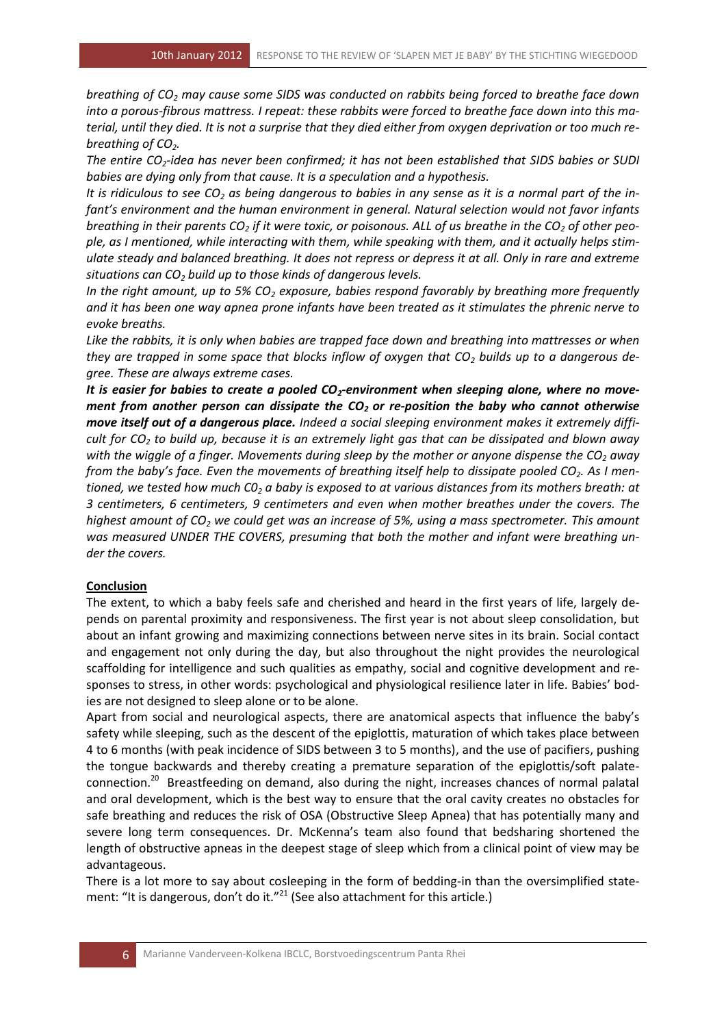*breathing of $CO_2$ may cause some SIDS was conducted on rabbits being forced to breathe face down into a porous-fibrous mattress. I repeat: these rabbits were forced to breathe face down into this material, until they died. It is not a surprise that they died either from oxygen deprivation or too much rebreathing of $CO_2$.*

*The entire $CO_2$-idea has never been confirmed; it has not been established that SIDS babies or SUDI babies are dying only from that cause. It is a speculation and a hypothesis.*

*It is ridiculous to see $CO_2$ as being dangerous to babies in any sense as it is a normal part of the infant's environment and the human environment in general. Natural selection would not favor infants breathing in their parents $CO_2$ if it were toxic, or poisonous. ALL of us breathe in the $CO_2$ of other people, as I mentioned, while interacting with them, while speaking with them, and it actually helps stimulate steady and balanced breathing. It does not repress or depress it at all. Only in rare and extreme situations can $CO_2$ build up to those kinds of dangerous levels.*

*In the right amount, up to 5% $CO_2$ exposure, babies respond favorably by breathing more frequently and it has been one way apnea prone infants have been treated as it stimulates the phrenic nerve to evoke breaths.*

*Like the rabbits, it is only when babies are trapped face down and breathing into mattresses or when they are trapped in some space that blocks inflow of oxygen that $CO_2$ builds up to a dangerous degree. These are always extreme cases.*

***It is easier for babies to create a pooled $CO_2$-environment when sleeping alone, where no movement from another person can dissipate the $CO_2$ or re-position the baby who cannot otherwise move itself out of a dangerous place.*** *Indeed a social sleeping environment makes it extremely difficult for $CO_2$ to build up, because it is an extremely light gas that can be dissipated and blown away with the wiggle of a finger. Movements during sleep by the mother or anyone dispense the $CO_2$ away from the baby's face. Even the movements of breathing itself help to dissipate pooled $CO_2$. As I mentioned, we tested how much $C0_2$ a baby is exposed to at various distances from its mothers breath: at 3 centimeters, 6 centimeters, 9 centimeters and even when mother breathes under the covers. The highest amount of $CO_2$ we could get was an increase of 5%, using a mass spectrometer. This amount was measured UNDER THE COVERS, presuming that both the mother and infant were breathing under the covers.*

## Conclusion

The extent, to which a baby feels safe and cherished and heard in the first years of life, largely depends on parental proximity and responsiveness. The first year is not about sleep consolidation, but about an infant growing and maximizing connections between nerve sites in its brain. Social contact and engagement not only during the day, but also throughout the night provides the neurological scaffolding for intelligence and such qualities as empathy, social and cognitive development and responses to stress, in other words: psychological and physiological resilience later in life. Babies' bodies are not designed to sleep alone or to be alone.

Apart from social and neurological aspects, there are anatomical aspects that influence the baby's safety while sleeping, such as the descent of the epiglottis, maturation of which takes place between 4 to 6 months (with peak incidence of SIDS between 3 to 5 months), and the use of pacifiers, pushing the tongue backwards and thereby creating a premature separation of the epiglottis/soft palate-connection.[20] Breastfeeding on demand, also during the night, increases chances of normal palatal and oral development, which is the best way to ensure that the oral cavity creates no obstacles for safe breathing and reduces the risk of OSA (Obstructive Sleep Apnea) that has potentially many and severe long term consequences. Dr. McKenna's team also found that bedsharing shortened the length of obstructive apneas in the deepest stage of sleep which from a clinical point of view may be advantageous.

There is a lot more to say about cosleeping in the form of bedding-in than the oversimplified statement: "It is dangerous, don't do it."[21] (See also attachment for this article.)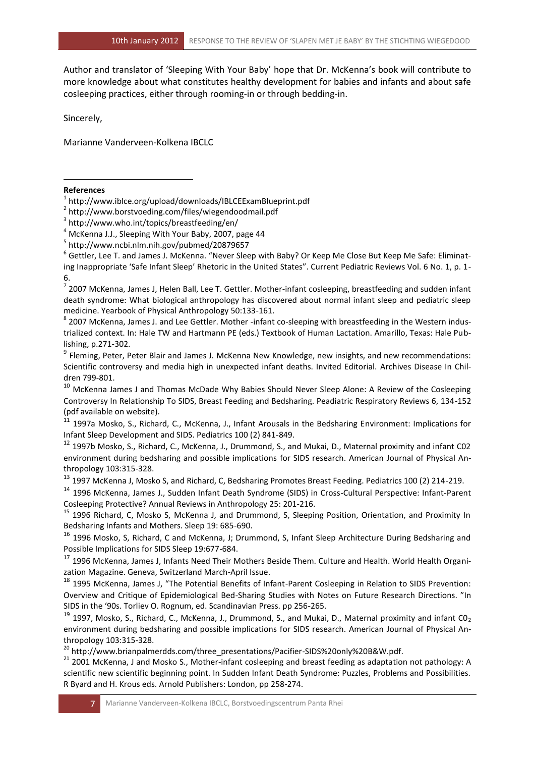Author and translator of 'Sleeping With Your Baby' hope that Dr. McKenna's book will contribute to more knowledge about what constitutes healthy development for babies and infants and about safe cosleeping practices, either through rooming-in or through bedding-in.

Sincerely,

Marianne Vanderveen-Kolkena IBCLC

---

**References**

[1] http://www.iblce.org/upload/downloads/IBLCEExamBlueprint.pdf

[2] http://www.borstvoeding.com/files/wiegendoodmail.pdf

[3] http://www.who.int/topics/breastfeeding/en/

[4] McKenna J.J., Sleeping With Your Baby, 2007, page 44

[5] http://www.ncbi.nlm.nih.gov/pubmed/20879657

[6] Gettler, Lee T. and James J. McKenna. "Never Sleep with Baby? Or Keep Me Close But Keep Me Safe: Eliminating Inappropriate 'Safe Infant Sleep' Rhetoric in the United States". Current Pediatric Reviews Vol. 6 No. 1, p. 1-6.

[7] 2007 McKenna, James J, Helen Ball, Lee T. Gettler. Mother-infant cosleeping, breastfeeding and sudden infant death syndrome: What biological anthropology has discovered about normal infant sleep and pediatric sleep medicine. Yearbook of Physical Anthropology 50:133-161.

[8] 2007 McKenna, James J. and Lee Gettler. Mother -infant co-sleeping with breastfeeding in the Western industrialized context. In: Hale TW and Hartmann PE (eds.) Textbook of Human Lactation. Amarillo, Texas: Hale Publishing, p.271-302.

[9] Fleming, Peter, Peter Blair and James J. McKenna New Knowledge, new insights, and new recommendations: Scientific controversy and media high in unexpected infant deaths. Invited Editorial. Archives Disease In Children 799-801.

[10] McKenna James J and Thomas McDade Why Babies Should Never Sleep Alone: A Review of the Cosleeping Controversy In Relationship To SIDS, Breast Feeding and Bedsharing. Peadiatric Respiratory Reviews 6, 134-152 (pdf available on website).

[11] 1997a Mosko, S., Richard, C., McKenna, J., Infant Arousals in the Bedsharing Environment: Implications for Infant Sleep Development and SIDS. Pediatrics 100 (2) 841-849.

[12] 1997b Mosko, S., Richard, C., McKenna, J., Drummond, S., and Mukai, D., Maternal proximity and infant C02 environment during bedsharing and possible implications for SIDS research. American Journal of Physical Anthropology 103:315-328.

[13] 1997 McKenna J, Mosko S, and Richard, C, Bedsharing Promotes Breast Feeding. Pediatrics 100 (2) 214-219.

[14] 1996 McKenna, James J., Sudden Infant Death Syndrome (SIDS) in Cross-Cultural Perspective: Infant-Parent Cosleeping Protective? Annual Reviews in Anthropology 25: 201-216.

[15] 1996 Richard, C, Mosko S, McKenna J, and Drummond, S, Sleeping Position, Orientation, and Proximity In Bedsharing Infants and Mothers. Sleep 19: 685-690.

[16] 1996 Mosko, S, Richard, C and McKenna, J; Drummond, S, Infant Sleep Architecture During Bedsharing and Possible Implications for SIDS Sleep 19:677-684.

[17] 1996 McKenna, James J, Infants Need Their Mothers Beside Them. Culture and Health. World Health Organization Magazine. Geneva, Switzerland March-April Issue.

[18] 1995 McKenna, James J, "The Potential Benefits of Infant-Parent Cosleeping in Relation to SIDS Prevention: Overview and Critique of Epidemiological Bed-Sharing Studies with Notes on Future Research Directions. "In SIDS in the '90s. Torliev O. Rognum, ed. Scandinavian Press. pp 256-265.

[19] 1997, Mosko, S., Richard, C., McKenna, J., Drummond, S., and Mukai, D., Maternal proximity and infant $C0_2$ environment during bedsharing and possible implications for SIDS research. American Journal of Physical Anthropology 103:315-328.

[20] http://www.brianpalmerdds.com/three_presentations/Pacifier-SIDS%20only%20B&W.pdf.

[21] 2001 McKenna, J and Mosko S., Mother-infant cosleeping and breast feeding as adaptation not pathology: A scientific new scientific beginning point. In Sudden Infant Death Syndrome: Puzzles, Problems and Possibilities. R Byard and H. Krous eds. Arnold Publishers: London, pp 258-274.